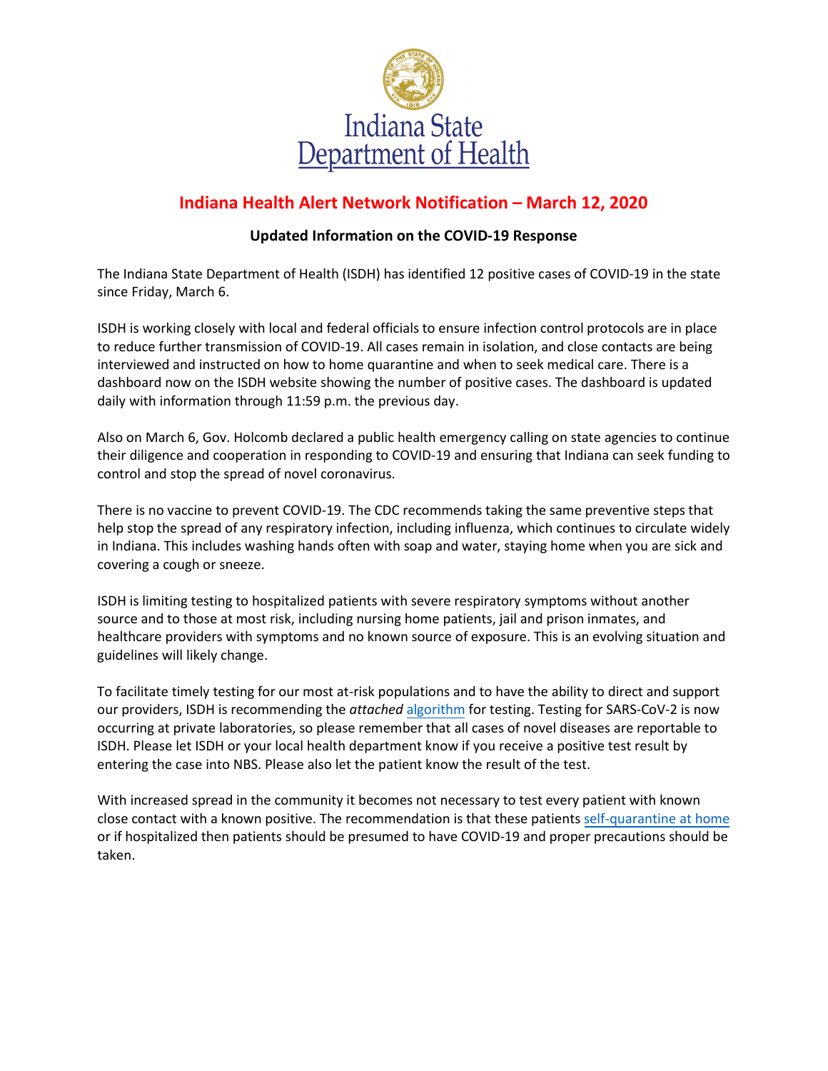Indiana State Department of Health

# Indiana Health Alert Network Notification – March 12, 2020

## Updated Information on the COVID-19 Response

The Indiana State Department of Health (ISDH) has identified 12 positive cases of COVID-19 in the state since Friday, March 6.

ISDH is working closely with local and federal officials to ensure infection control protocols are in place to reduce further transmission of COVID-19. All cases remain in isolation, and close contacts are being interviewed and instructed on how to home quarantine and when to seek medical care. There is a dashboard now on the ISDH website showing the number of positive cases. The dashboard is updated daily with information through 11:59 p.m. the previous day.

Also on March 6, Gov. Holcomb declared a public health emergency calling on state agencies to continue their diligence and cooperation in responding to COVID-19 and ensuring that Indiana can seek funding to control and stop the spread of novel coronavirus.

There is no vaccine to prevent COVID-19. The CDC recommends taking the same preventive steps that help stop the spread of any respiratory infection, including influenza, which continues to circulate widely in Indiana. This includes washing hands often with soap and water, staying home when you are sick and covering a cough or sneeze.

ISDH is limiting testing to hospitalized patients with severe respiratory symptoms without another source and to those at most risk, including nursing home patients, jail and prison inmates, and healthcare providers with symptoms and no known source of exposure. This is an evolving situation and guidelines will likely change.

To facilitate timely testing for our most at-risk populations and to have the ability to direct and support our providers, ISDH is recommending the *attached* algorithm for testing. Testing for SARS-CoV-2 is now occurring at private laboratories, so please remember that all cases of novel diseases are reportable to ISDH. Please let ISDH or your local health department know if you receive a positive test result by entering the case into NBS. Please also let the patient know the result of the test.

With increased spread in the community it becomes not necessary to test every patient with known close contact with a known positive. The recommendation is that these patients self-quarantine at home or if hospitalized then patients should be presumed to have COVID-19 and proper precautions should be taken.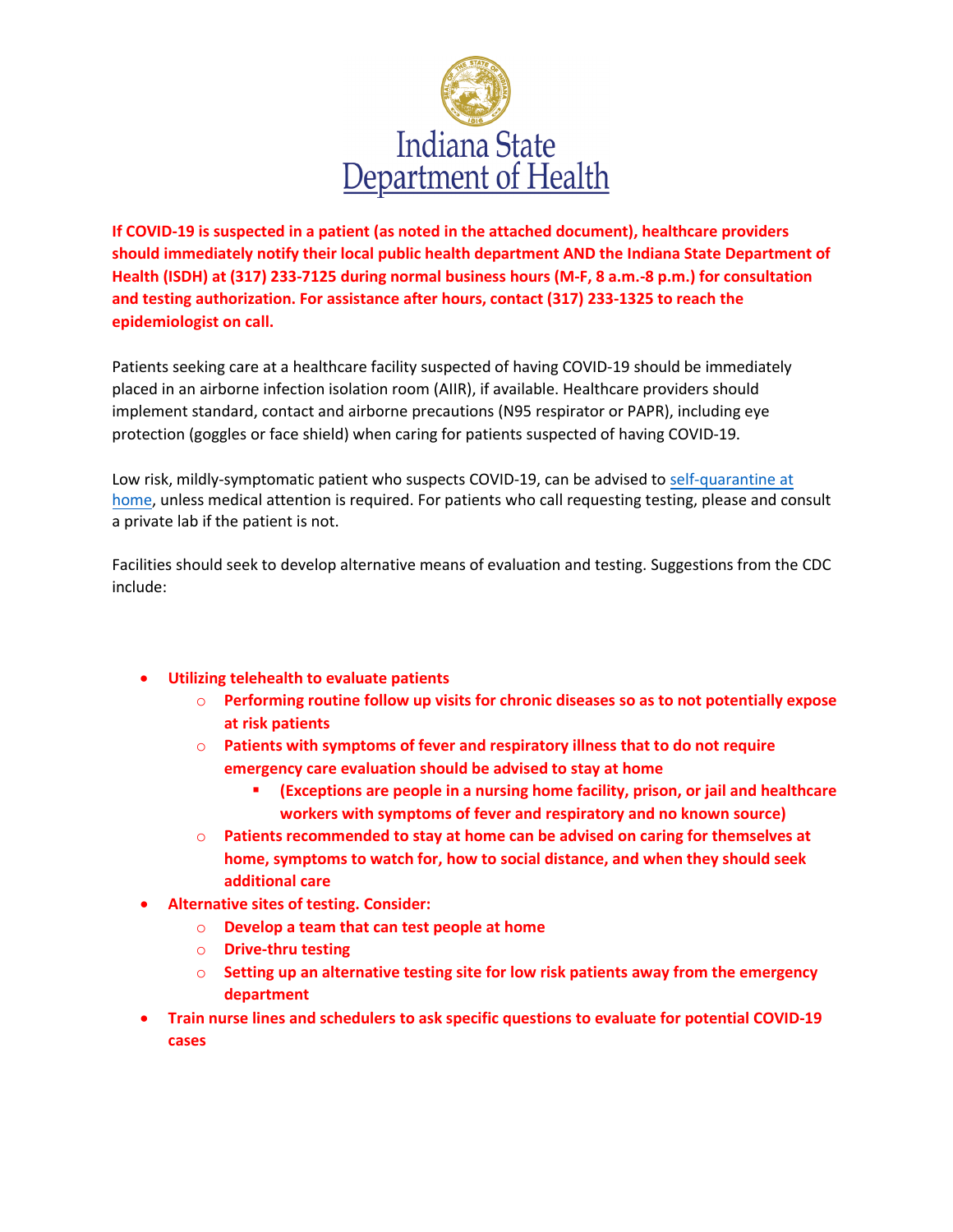# Indiana State Department of Health

**If COVID-19 is suspected in a patient (as noted in the attached document), healthcare providers should immediately notify their local public health department AND the Indiana State Department of Health (ISDH) at (317) 233-7125 during normal business hours (M-F, 8 a.m.-8 p.m.) for consultation and testing authorization. For assistance after hours, contact (317) 233-1325 to reach the epidemiologist on call.**

Patients seeking care at a healthcare facility suspected of having COVID-19 should be immediately placed in an airborne infection isolation room (AIIR), if available. Healthcare providers should implement standard, contact and airborne precautions (N95 respirator or PAPR), including eye protection (goggles or face shield) when caring for patients suspected of having COVID-19.

Low risk, mildly-symptomatic patient who suspects COVID-19, can be advised to self-quarantine at home, unless medical attention is required. For patients who call requesting testing, please and consult a private lab if the patient is not.

Facilities should seek to develop alternative means of evaluation and testing. Suggestions from the CDC include:

- **Utilizing telehealth to evaluate patients**
  - **Performing routine follow up visits for chronic diseases so as to not potentially expose at risk patients**
  - **Patients with symptoms of fever and respiratory illness that to do not require emergency care evaluation should be advised to stay at home**
    - **(Exceptions are people in a nursing home facility, prison, or jail and healthcare workers with symptoms of fever and respiratory and no known source)**
  - **Patients recommended to stay at home can be advised on caring for themselves at home, symptoms to watch for, how to social distance, and when they should seek additional care**
- **Alternative sites of testing. Consider:**
  - **Develop a team that can test people at home**
  - **Drive-thru testing**
  - **Setting up an alternative testing site for low risk patients away from the emergency department**
- **Train nurse lines and schedulers to ask specific questions to evaluate for potential COVID-19 cases**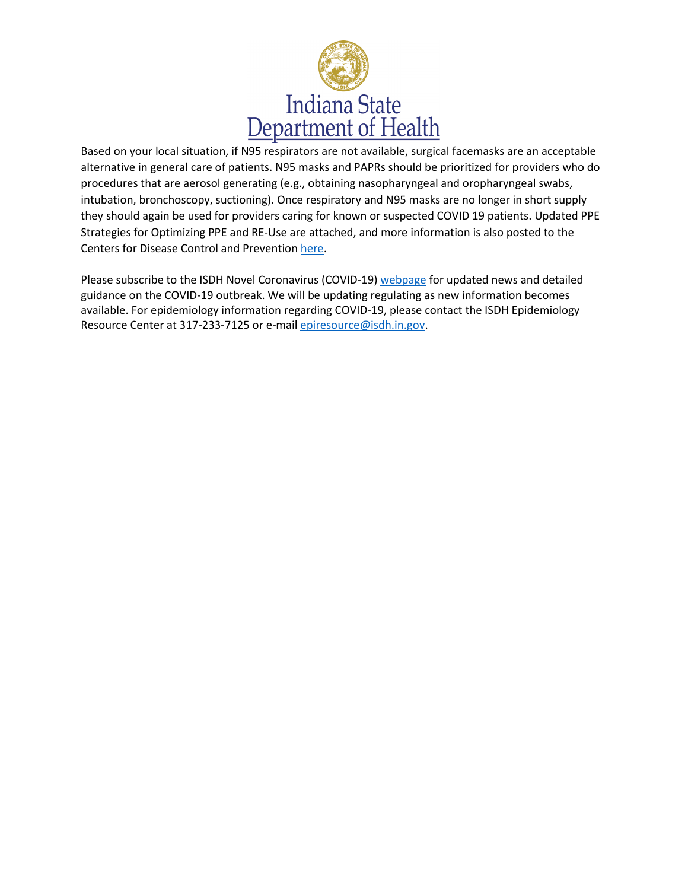Based on your local situation, if N95 respirators are not available, surgical facemasks are an acceptable alternative in general care of patients. N95 masks and PAPRs should be prioritized for providers who do procedures that are aerosol generating (e.g., obtaining nasopharyngeal and oropharyngeal swabs, intubation, bronchoscopy, suctioning). Once respiratory and N95 masks are no longer in short supply they should again be used for providers caring for known or suspected COVID 19 patients. Updated PPE Strategies for Optimizing PPE and RE-Use are attached, and more information is also posted to the Centers for Disease Control and Prevention [here](#).

Please subscribe to the ISDH Novel Coronavirus (COVID-19) [webpage](#) for updated news and detailed guidance on the COVID-19 outbreak. We will be updating regulating as new information becomes available. For epidemiology information regarding COVID-19, please contact the ISDH Epidemiology Resource Center at 317-233-7125 or e-mail [epiresource@isdh.in.gov](mailto:epiresource@isdh.in.gov).